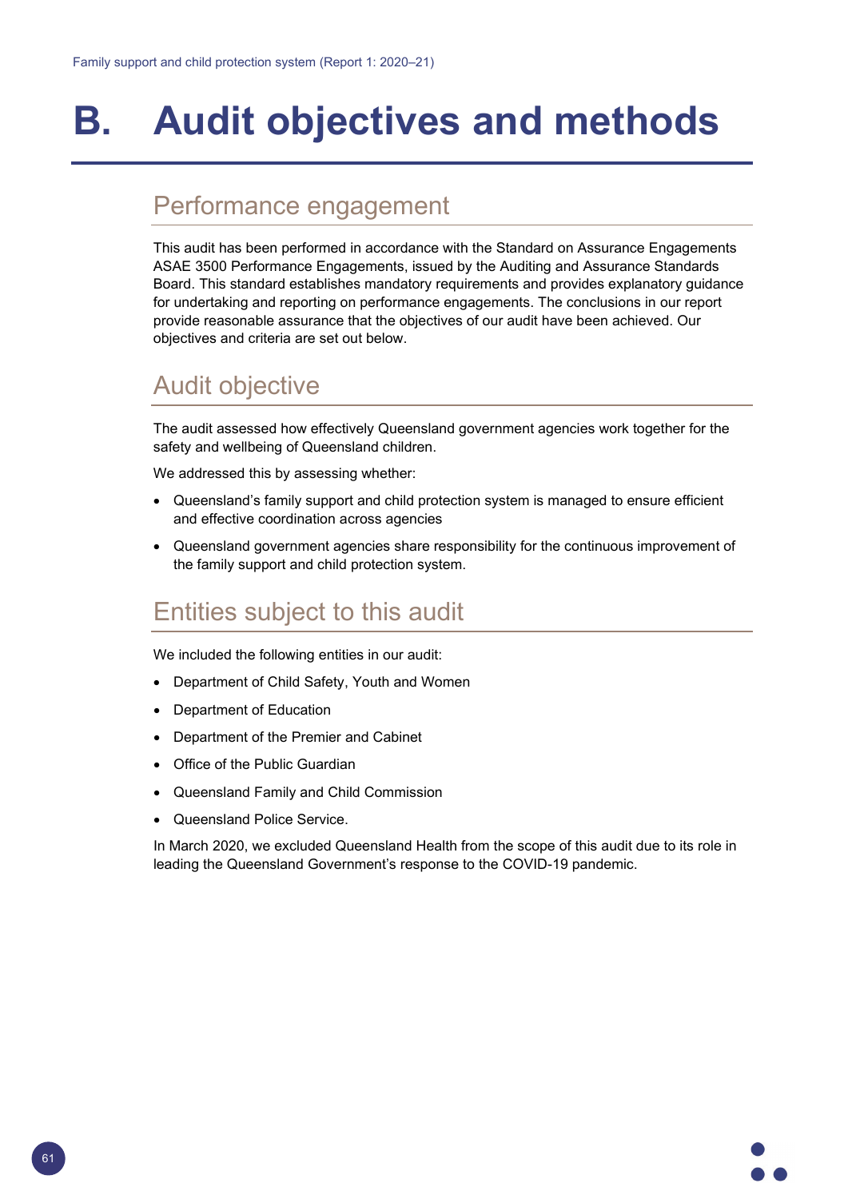# B. Audit objectives and methods

## Performance engagement

This audit has been performed in accordance with the Standard on Assurance Engagements ASAE 3500 Performance Engagements, issued by the Auditing and Assurance Standards Board. This standard establishes mandatory requirements and provides explanatory guidance for undertaking and reporting on performance engagements. The conclusions in our report provide reasonable assurance that the objectives of our audit have been achieved. Our objectives and criteria are set out below.

## Audit objective

The audit assessed how effectively Queensland government agencies work together for the safety and wellbeing of Queensland children.

We addressed this by assessing whether:

- Queensland's family support and child protection system is managed to ensure efficient and effective coordination across agencies
- Queensland government agencies share responsibility for the continuous improvement of the family support and child protection system.

## Entities subject to this audit

We included the following entities in our audit:

- Department of Child Safety, Youth and Women
- Department of Education
- Department of the Premier and Cabinet
- Office of the Public Guardian
- Queensland Family and Child Commission
- Queensland Police Service.

In March 2020, we excluded Queensland Health from the scope of this audit due to its role in leading the Queensland Government's response to the COVID-19 pandemic.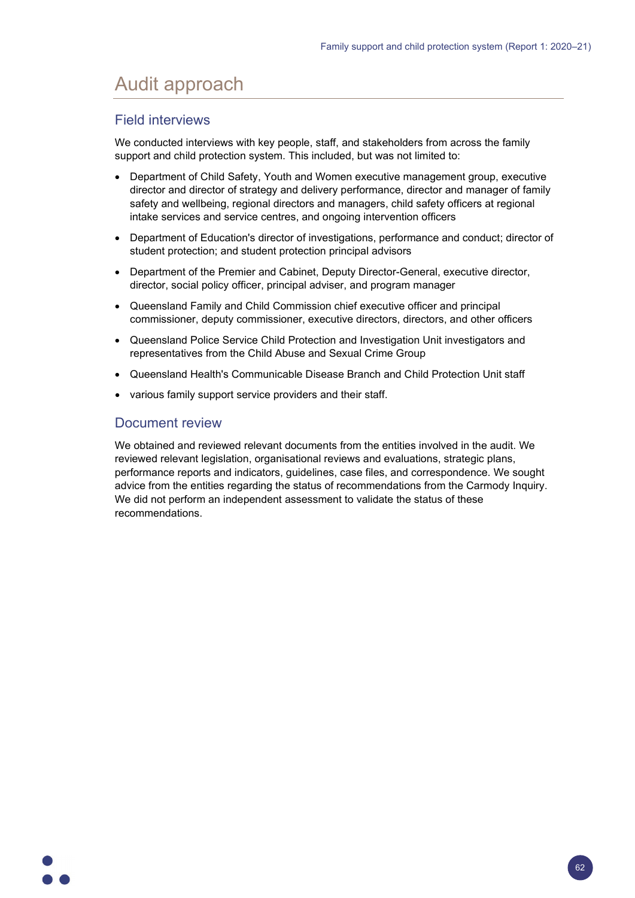# Audit approach

## Field interviews

We conducted interviews with key people, staff, and stakeholders from across the family support and child protection system. This included, but was not limited to:

- Department of Child Safety, Youth and Women executive management group, executive director and director of strategy and delivery performance, director and manager of family safety and wellbeing, regional directors and managers, child safety officers at regional intake services and service centres, and ongoing intervention officers
- Department of Education's director of investigations, performance and conduct; director of student protection; and student protection principal advisors
- Department of the Premier and Cabinet, Deputy Director-General, executive director, director, social policy officer, principal adviser, and program manager
- Queensland Family and Child Commission chief executive officer and principal commissioner, deputy commissioner, executive directors, directors, and other officers
- Queensland Police Service Child Protection and Investigation Unit investigators and representatives from the Child Abuse and Sexual Crime Group
- Queensland Health's Communicable Disease Branch and Child Protection Unit staff
- various family support service providers and their staff.

## Document review

We obtained and reviewed relevant documents from the entities involved in the audit. We reviewed relevant legislation, organisational reviews and evaluations, strategic plans, performance reports and indicators, guidelines, case files, and correspondence. We sought advice from the entities regarding the status of recommendations from the Carmody Inquiry. We did not perform an independent assessment to validate the status of these recommendations.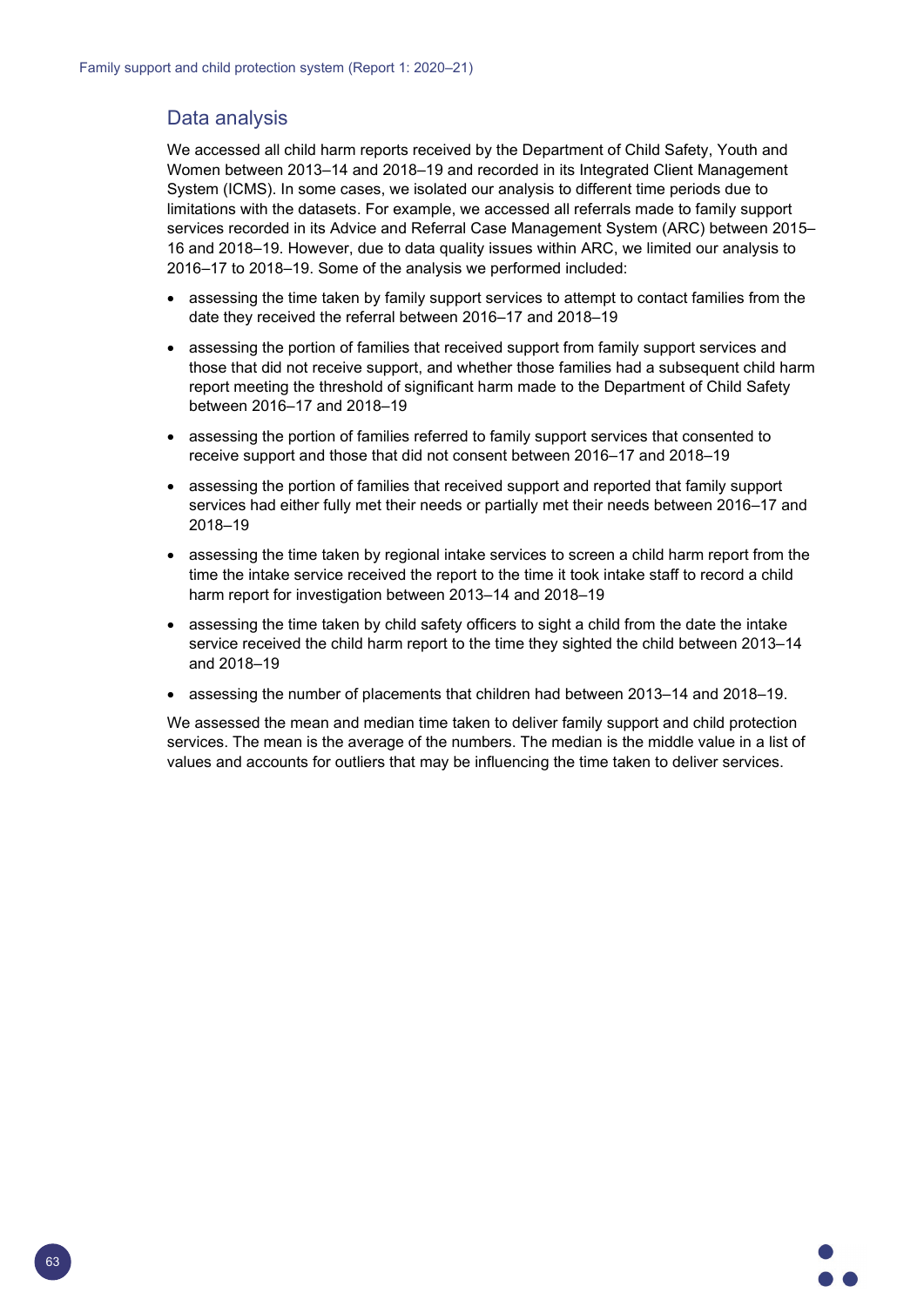## Data analysis

We accessed all child harm reports received by the Department of Child Safety, Youth and Women between 2013–14 and 2018–19 and recorded in its Integrated Client Management System (ICMS). In some cases, we isolated our analysis to different time periods due to limitations with the datasets. For example, we accessed all referrals made to family support services recorded in its Advice and Referral Case Management System (ARC) between 2015–16 and 2018–19. However, due to data quality issues within ARC, we limited our analysis to 2016–17 to 2018–19. Some of the analysis we performed included:

- assessing the time taken by family support services to attempt to contact families from the date they received the referral between 2016–17 and 2018–19
- assessing the portion of families that received support from family support services and those that did not receive support, and whether those families had a subsequent child harm report meeting the threshold of significant harm made to the Department of Child Safety between 2016–17 and 2018–19
- assessing the portion of families referred to family support services that consented to receive support and those that did not consent between 2016–17 and 2018–19
- assessing the portion of families that received support and reported that family support services had either fully met their needs or partially met their needs between 2016–17 and 2018–19
- assessing the time taken by regional intake services to screen a child harm report from the time the intake service received the report to the time it took intake staff to record a child harm report for investigation between 2013–14 and 2018–19
- assessing the time taken by child safety officers to sight a child from the date the intake service received the child harm report to the time they sighted the child between 2013–14 and 2018–19
- assessing the number of placements that children had between 2013–14 and 2018–19.

We assessed the mean and median time taken to deliver family support and child protection services. The mean is the average of the numbers. The median is the middle value in a list of values and accounts for outliers that may be influencing the time taken to deliver services.